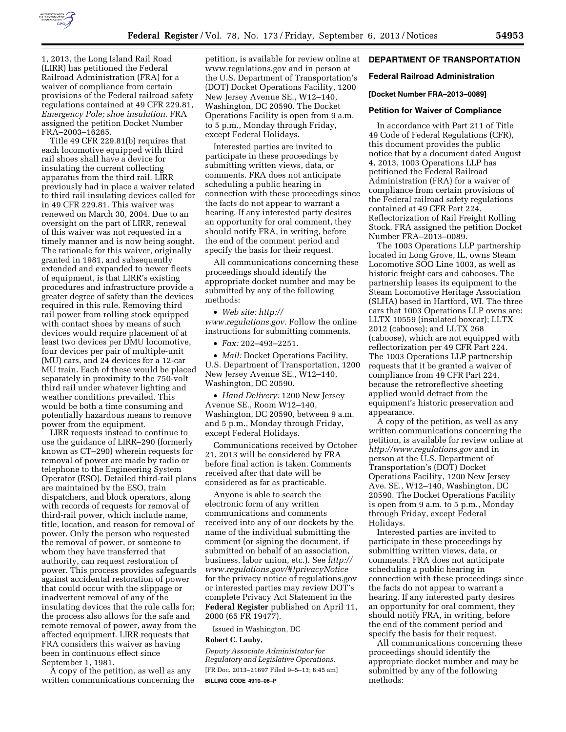1, 2013, the Long Island Rail Road (LIRR) has petitioned the Federal Railroad Administration (FRA) for a waiver of compliance from certain provisions of the Federal railroad safety regulations contained at 49 CFR 229.81, *Emergency Pole; shoe insulation.* FRA assigned the petition Docket Number FRA–2003–16265.

Title 49 CFR 229.81(b) requires that each locomotive equipped with third rail shoes shall have a device for insulating the current collecting apparatus from the third rail. LIRR previously had in place a waiver related to third rail insulating devices called for in 49 CFR 229.81. This waiver was renewed on March 30, 2004. Due to an oversight on the part of LIRR, renewal of this waiver was not requested in a timely manner and is now being sought. The rationale for this waiver, originally granted in 1981, and subsequently extended and expanded to newer fleets of equipment, is that LIRR's existing procedures and infrastructure provide a greater degree of safety than the devices required in this rule. Removing third rail power from rolling stock equipped with contact shoes by means of such devices would require placement of at least two devices per DMU locomotive, four devices per pair of multiple-unit (MU) cars, and 24 devices for a 12-car MU train. Each of these would be placed separately in proximity to the 750-volt third rail under whatever lighting and weather conditions prevailed. This would be both a time consuming and potentially hazardous means to remove power from the equipment.

LIRR requests instead to continue to use the guidance of LIRR–290 (formerly known as CT–290) wherein requests for removal of power are made by radio or telephone to the Engineering System Operator (ESO). Detailed third-rail plans are maintained by the ESO, train dispatchers, and block operators, along with records of requests for removal of third-rail power, which include name, title, location, and reason for removal of power. Only the person who requested the removal of power, or someone to whom they have transferred that authority, can request restoration of power. This process provides safeguards against accidental restoration of power that could occur with the slippage or inadvertent removal of any of the insulating devices that the rule calls for; the process also allows for the safe and remote removal of power, away from the affected equipment. LIRR requests that FRA considers this waiver as having been in continuous effect since September 1, 1981.

A copy of the petition, as well as any written communications concerning the petition, is available for review online at www.regulations.gov and in person at the U.S. Department of Transportation's (DOT) Docket Operations Facility, 1200 New Jersey Avenue SE., W12–140, Washington, DC 20590. The Docket Operations Facility is open from 9 a.m. to 5 p.m., Monday through Friday, except Federal Holidays.

Interested parties are invited to participate in these proceedings by submitting written views, data, or comments. FRA does not anticipate scheduling a public hearing in connection with these proceedings since the facts do not appear to warrant a hearing. If any interested party desires an opportunity for oral comment, they should notify FRA, in writing, before the end of the comment period and specify the basis for their request.

All communications concerning these proceedings should identify the appropriate docket number and may be submitted by any of the following methods:

- *Web site: http://www.regulations.gov.* Follow the online instructions for submitting comments.
- *Fax:* 202–493–2251.
- *Mail:* Docket Operations Facility, U.S. Department of Transportation, 1200 New Jersey Avenue SE., W12–140, Washington, DC 20590.
- *Hand Delivery:* 1200 New Jersey Avenue SE., Room W12–140, Washington, DC 20590, between 9 a.m. and 5 p.m., Monday through Friday, except Federal Holidays.

Communications received by October 21, 2013 will be considered by FRA before final action is taken. Comments received after that date will be considered as far as practicable.

Anyone is able to search the electronic form of any written communications and comments received into any of our dockets by the name of the individual submitting the comment (or signing the document, if submitted on behalf of an association, business, labor union, etc.). See *http://www.regulations.gov/#!privacyNotice* for the privacy notice of regulations.gov or interested parties may review DOT's complete Privacy Act Statement in the **Federal Register** published on April 11, 2000 (65 FR 19477).

Issued in Washington, DC

**Robert C. Lauby,**

*Deputy Associate Administrator for Regulatory and Legislative Operations.*

[FR Doc. 2013–21697 Filed 9–5–13; 8:45 am]

**BILLING CODE 4910–06–P**

## DEPARTMENT OF TRANSPORTATION

### Federal Railroad Administration

**[Docket Number FRA–2013–0089]**

### Petition for Waiver of Compliance

In accordance with Part 211 of Title 49 Code of Federal Regulations (CFR), this document provides the public notice that by a document dated August 4, 2013, 1003 Operations LLP has petitioned the Federal Railroad Administration (FRA) for a waiver of compliance from certain provisions of the Federal railroad safety regulations contained at 49 CFR Part 224, Reflectorization of Rail Freight Rolling Stock. FRA assigned the petition Docket Number FRA–2013–0089.

The 1003 Operations LLP partnership located in Long Grove, IL, owns Steam Locomotive SOO Line 1003, as well as historic freight cars and cabooses. The partnership leases its equipment to the Steam Locomotive Heritage Association (SLHA) based in Hartford, WI. The three cars that 1003 Operations LLP owns are: LLTX 10559 (insulated boxcar); LLTX 2012 (caboose); and LLTX 268 (caboose), which are not equipped with reflectorization per 49 CFR Part 224. The 1003 Operations LLP partnership requests that it be granted a waiver of compliance from 49 CFR Part 224, because the retroreflective sheeting applied would detract from the equipment's historic preservation and appearance.

A copy of the petition, as well as any written communications concerning the petition, is available for review online at *http://www.regulations.gov* and in person at the U.S. Department of Transportation's (DOT) Docket Operations Facility, 1200 New Jersey Ave. SE., W12–140, Washington, DC 20590. The Docket Operations Facility is open from 9 a.m. to 5 p.m., Monday through Friday, except Federal Holidays.

Interested parties are invited to participate in these proceedings by submitting written views, data, or comments. FRA does not anticipate scheduling a public hearing in connection with these proceedings since the facts do not appear to warrant a hearing. If any interested party desires an opportunity for oral comment, they should notify FRA, in writing, before the end of the comment period and specify the basis for their request.

All communications concerning these proceedings should identify the appropriate docket number and may be submitted by any of the following methods: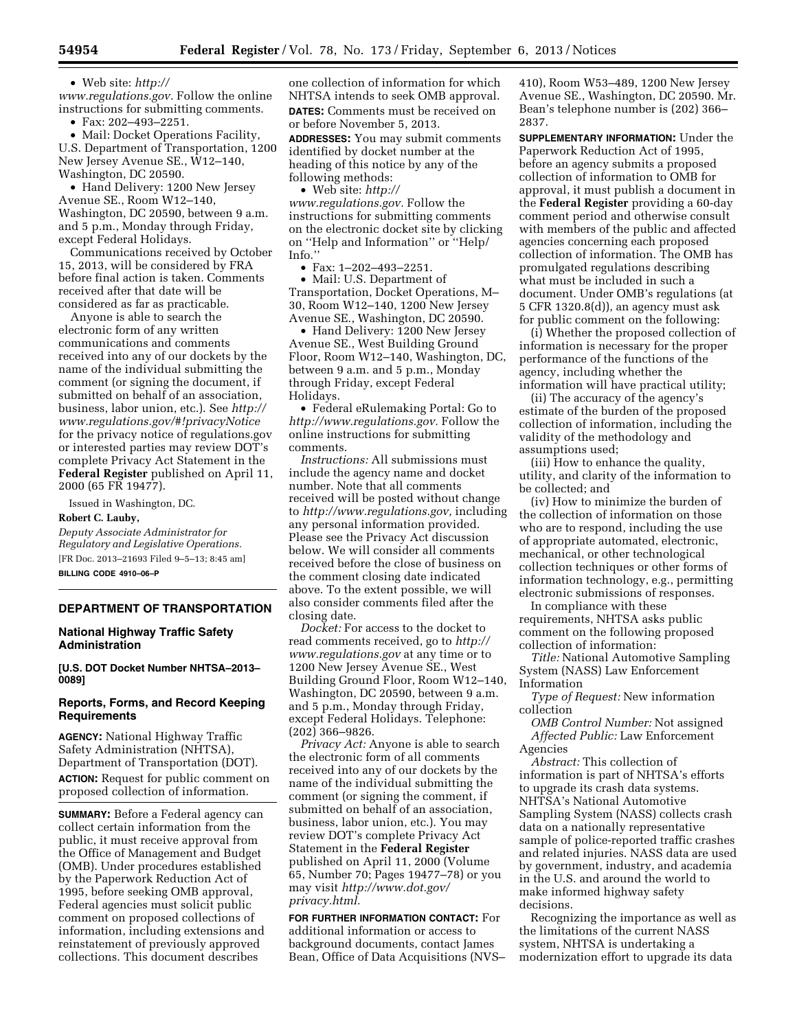• Web site: *http://www.regulations.gov.* Follow the online instructions for submitting comments.

• Fax: 202–493–2251.

• Mail: Docket Operations Facility, U.S. Department of Transportation, 1200 New Jersey Avenue SE., W12–140, Washington, DC 20590.

• Hand Delivery: 1200 New Jersey Avenue SE., Room W12–140, Washington, DC 20590, between 9 a.m. and 5 p.m., Monday through Friday, except Federal Holidays.

Communications received by October 15, 2013, will be considered by FRA before final action is taken. Comments received after that date will be considered as far as practicable.

Anyone is able to search the electronic form of any written communications and comments received into any of our dockets by the name of the individual submitting the comment (or signing the document, if submitted on behalf of an association, business, labor union, etc.). See *http://www.regulations.gov/#!privacyNotice* for the privacy notice of regulations.gov or interested parties may review DOT's complete Privacy Act Statement in the **Federal Register** published on April 11, 2000 (65 FR 19477).

Issued in Washington, DC.

**Robert C. Lauby,**

*Deputy Associate Administrator for Regulatory and Legislative Operations.*

[FR Doc. 2013–21693 Filed 9–5–13; 8:45 am]

**BILLING CODE 4910–06–P**

## DEPARTMENT OF TRANSPORTATION

### National Highway Traffic Safety Administration

**[U.S. DOT Docket Number NHTSA–2013–0089]**

### Reports, Forms, and Record Keeping Requirements

**AGENCY:** National Highway Traffic Safety Administration (NHTSA), Department of Transportation (DOT).

**ACTION:** Request for public comment on proposed collection of information.

**SUMMARY:** Before a Federal agency can collect certain information from the public, it must receive approval from the Office of Management and Budget (OMB). Under procedures established by the Paperwork Reduction Act of 1995, before seeking OMB approval, Federal agencies must solicit public comment on proposed collections of information, including extensions and reinstatement of previously approved collections. This document describes one collection of information for which NHTSA intends to seek OMB approval.

**DATES:** Comments must be received on or before November 5, 2013.

**ADDRESSES:** You may submit comments identified by docket number at the heading of this notice by any of the following methods:

• Web site: *http://www.regulations.gov.* Follow the instructions for submitting comments on the electronic docket site by clicking on ''Help and Information'' or ''Help/Info.''

• Fax: 1–202–493–2251.

• Mail: U.S. Department of Transportation, Docket Operations, M–30, Room W12–140, 1200 New Jersey Avenue SE., Washington, DC 20590.

• Hand Delivery: 1200 New Jersey Avenue SE., West Building Ground Floor, Room W12–140, Washington, DC, between 9 a.m. and 5 p.m., Monday through Friday, except Federal Holidays.

• Federal eRulemaking Portal: Go to *http://www.regulations.gov.* Follow the online instructions for submitting comments.

*Instructions:* All submissions must include the agency name and docket number. Note that all comments received will be posted without change to *http://www.regulations.gov,* including any personal information provided. Please see the Privacy Act discussion below. We will consider all comments received before the close of business on the comment closing date indicated above. To the extent possible, we will also consider comments filed after the closing date.

*Docket:* For access to the docket to read comments received, go to *http://www.regulations.gov* at any time or to 1200 New Jersey Avenue SE., West Building Ground Floor, Room W12–140, Washington, DC 20590, between 9 a.m. and 5 p.m., Monday through Friday, except Federal Holidays. Telephone: (202) 366–9826.

*Privacy Act:* Anyone is able to search the electronic form of all comments received into any of our dockets by the name of the individual submitting the comment (or signing the comment, if submitted on behalf of an association, business, labor union, etc.). You may review DOT's complete Privacy Act Statement in the **Federal Register** published on April 11, 2000 (Volume 65, Number 70; Pages 19477–78) or you may visit *http://www.dot.gov/privacy.html.*

**FOR FURTHER INFORMATION CONTACT:** For additional information or access to background documents, contact James Bean, Office of Data Acquisitions (NVS–410), Room W53–489, 1200 New Jersey Avenue SE., Washington, DC 20590. Mr. Bean's telephone number is (202) 366–2837.

**SUPPLEMENTARY INFORMATION:** Under the Paperwork Reduction Act of 1995, before an agency submits a proposed collection of information to OMB for approval, it must publish a document in the **Federal Register** providing a 60-day comment period and otherwise consult with members of the public and affected agencies concerning each proposed collection of information. The OMB has promulgated regulations describing what must be included in such a document. Under OMB's regulations (at 5 CFR 1320.8(d)), an agency must ask for public comment on the following:

(i) Whether the proposed collection of information is necessary for the proper performance of the functions of the agency, including whether the information will have practical utility;

(ii) The accuracy of the agency's estimate of the burden of the proposed collection of information, including the validity of the methodology and assumptions used;

(iii) How to enhance the quality, utility, and clarity of the information to be collected; and

(iv) How to minimize the burden of the collection of information on those who are to respond, including the use of appropriate automated, electronic, mechanical, or other technological collection techniques or other forms of information technology, e.g., permitting electronic submissions of responses.

In compliance with these requirements, NHTSA asks public comment on the following proposed collection of information:

*Title:* National Automotive Sampling System (NASS) Law Enforcement Information

*Type of Request:* New information collection

*OMB Control Number:* Not assigned

*Affected Public:* Law Enforcement Agencies

*Abstract:* This collection of information is part of NHTSA's efforts to upgrade its crash data systems. NHTSA's National Automotive Sampling System (NASS) collects crash data on a nationally representative sample of police-reported traffic crashes and related injuries. NASS data are used by government, industry, and academia in the U.S. and around the world to make informed highway safety decisions.

Recognizing the importance as well as the limitations of the current NASS system, NHTSA is undertaking a modernization effort to upgrade its data